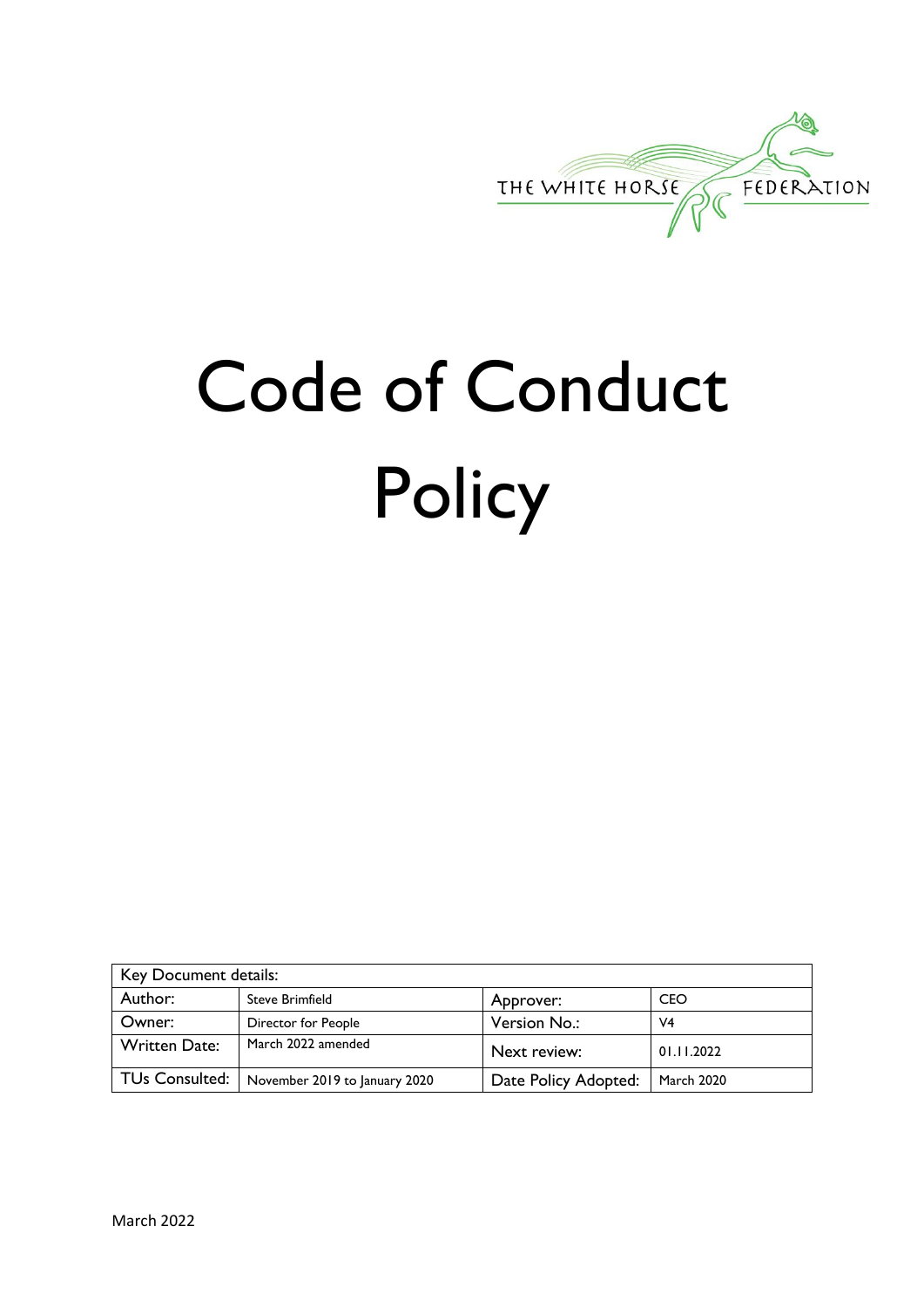THE WHITE HORSE FEDERATION

# Code of Conduct Policy

| Key Document details: | | | |
|---|---|---|---|
| Author: | Steve Brimfield | Approver: | CEO |
| Owner: | Director for People | Version No.: | V4 |
| Written Date: | March 2022 amended | Next review: | 01.11.2022 |
| TUs Consulted: | November 2019 to January 2020 | Date Policy Adopted: | March 2020 |

March 2022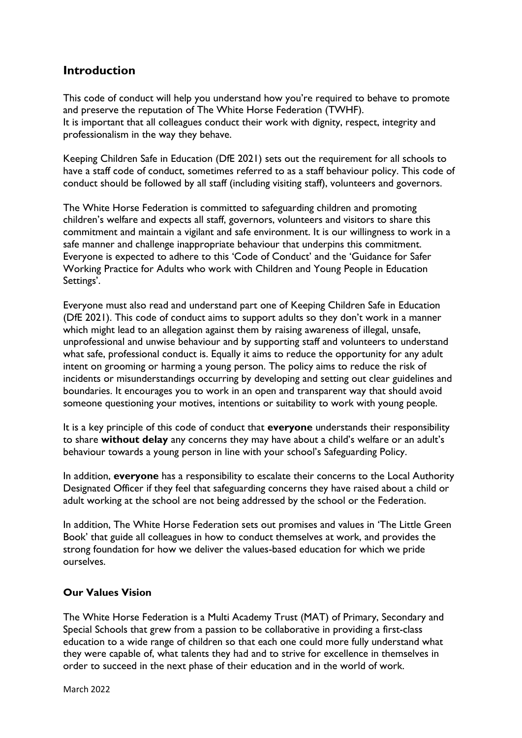## Introduction

This code of conduct will help you understand how you're required to behave to promote and preserve the reputation of The White Horse Federation (TWHF).
It is important that all colleagues conduct their work with dignity, respect, integrity and professionalism in the way they behave.

Keeping Children Safe in Education (DfE 2021) sets out the requirement for all schools to have a staff code of conduct, sometimes referred to as a staff behaviour policy. This code of conduct should be followed by all staff (including visiting staff), volunteers and governors.

The White Horse Federation is committed to safeguarding children and promoting children's welfare and expects all staff, governors, volunteers and visitors to share this commitment and maintain a vigilant and safe environment. It is our willingness to work in a safe manner and challenge inappropriate behaviour that underpins this commitment. Everyone is expected to adhere to this 'Code of Conduct' and the 'Guidance for Safer Working Practice for Adults who work with Children and Young People in Education Settings'.

Everyone must also read and understand part one of Keeping Children Safe in Education (DfE 2021). This code of conduct aims to support adults so they don't work in a manner which might lead to an allegation against them by raising awareness of illegal, unsafe, unprofessional and unwise behaviour and by supporting staff and volunteers to understand what safe, professional conduct is. Equally it aims to reduce the opportunity for any adult intent on grooming or harming a young person. The policy aims to reduce the risk of incidents or misunderstandings occurring by developing and setting out clear guidelines and boundaries. It encourages you to work in an open and transparent way that should avoid someone questioning your motives, intentions or suitability to work with young people.

It is a key principle of this code of conduct that **everyone** understands their responsibility to share **without delay** any concerns they may have about a child's welfare or an adult's behaviour towards a young person in line with your school's Safeguarding Policy.

In addition, **everyone** has a responsibility to escalate their concerns to the Local Authority Designated Officer if they feel that safeguarding concerns they have raised about a child or adult working at the school are not being addressed by the school or the Federation.

In addition, The White Horse Federation sets out promises and values in 'The Little Green Book' that guide all colleagues in how to conduct themselves at work, and provides the strong foundation for how we deliver the values-based education for which we pride ourselves.

### Our Values Vision

The White Horse Federation is a Multi Academy Trust (MAT) of Primary, Secondary and Special Schools that grew from a passion to be collaborative in providing a first-class education to a wide range of children so that each one could more fully understand what they were capable of, what talents they had and to strive for excellence in themselves in order to succeed in the next phase of their education and in the world of work.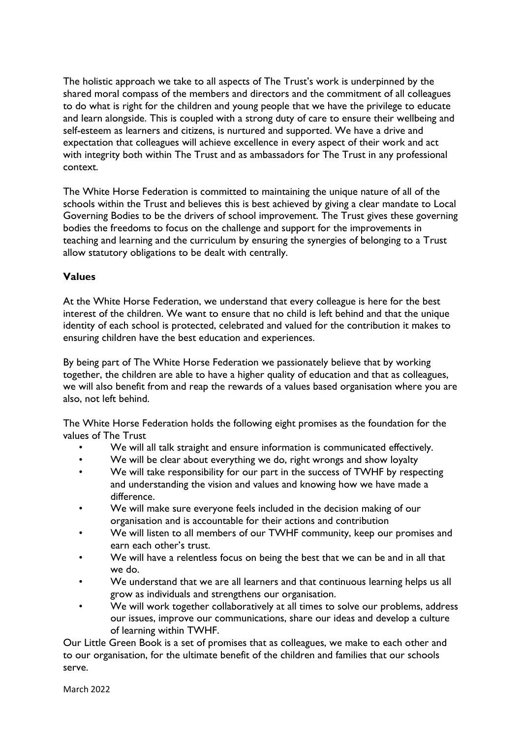The holistic approach we take to all aspects of The Trust's work is underpinned by the shared moral compass of the members and directors and the commitment of all colleagues to do what is right for the children and young people that we have the privilege to educate and learn alongside. This is coupled with a strong duty of care to ensure their wellbeing and self-esteem as learners and citizens, is nurtured and supported. We have a drive and expectation that colleagues will achieve excellence in every aspect of their work and act with integrity both within The Trust and as ambassadors for The Trust in any professional context.

The White Horse Federation is committed to maintaining the unique nature of all of the schools within the Trust and believes this is best achieved by giving a clear mandate to Local Governing Bodies to be the drivers of school improvement. The Trust gives these governing bodies the freedoms to focus on the challenge and support for the improvements in teaching and learning and the curriculum by ensuring the synergies of belonging to a Trust allow statutory obligations to be dealt with centrally.

## Values

At the White Horse Federation, we understand that every colleague is here for the best interest of the children. We want to ensure that no child is left behind and that the unique identity of each school is protected, celebrated and valued for the contribution it makes to ensuring children have the best education and experiences.

By being part of The White Horse Federation we passionately believe that by working together, the children are able to have a higher quality of education and that as colleagues, we will also benefit from and reap the rewards of a values based organisation where you are also, not left behind.

The White Horse Federation holds the following eight promises as the foundation for the values of The Trust

- We will all talk straight and ensure information is communicated effectively.
- We will be clear about everything we do, right wrongs and show loyalty
- We will take responsibility for our part in the success of TWHF by respecting and understanding the vision and values and knowing how we have made a difference.
- We will make sure everyone feels included in the decision making of our organisation and is accountable for their actions and contribution
- We will listen to all members of our TWHF community, keep our promises and earn each other's trust.
- We will have a relentless focus on being the best that we can be and in all that we do.
- We understand that we are all learners and that continuous learning helps us all grow as individuals and strengthens our organisation.
- We will work together collaboratively at all times to solve our problems, address our issues, improve our communications, share our ideas and develop a culture of learning within TWHF.

Our Little Green Book is a set of promises that as colleagues, we make to each other and to our organisation, for the ultimate benefit of the children and families that our schools serve.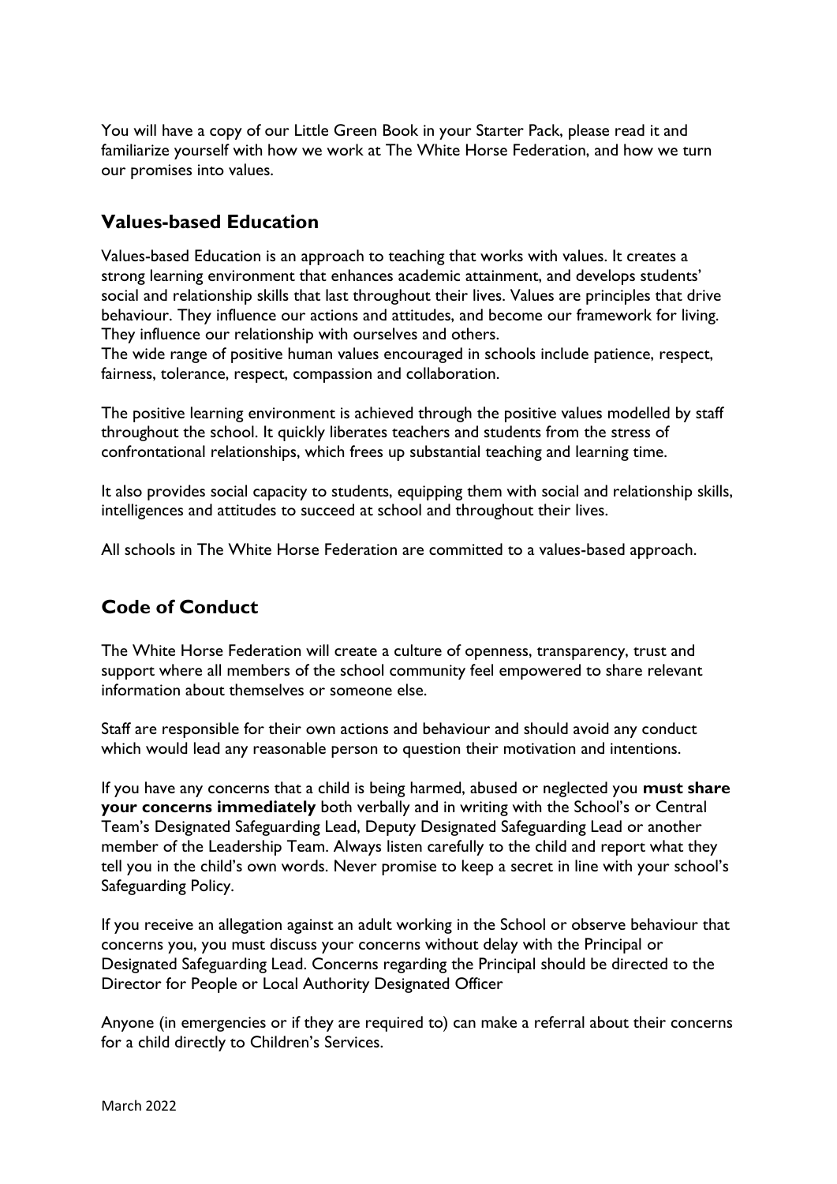You will have a copy of our Little Green Book in your Starter Pack, please read it and familiarize yourself with how we work at The White Horse Federation, and how we turn our promises into values.

## Values-based Education

Values-based Education is an approach to teaching that works with values. It creates a strong learning environment that enhances academic attainment, and develops students' social and relationship skills that last throughout their lives. Values are principles that drive behaviour. They influence our actions and attitudes, and become our framework for living. They influence our relationship with ourselves and others.
The wide range of positive human values encouraged in schools include patience, respect, fairness, tolerance, respect, compassion and collaboration.

The positive learning environment is achieved through the positive values modelled by staff throughout the school. It quickly liberates teachers and students from the stress of confrontational relationships, which frees up substantial teaching and learning time.

It also provides social capacity to students, equipping them with social and relationship skills, intelligences and attitudes to succeed at school and throughout their lives.

All schools in The White Horse Federation are committed to a values-based approach.

## Code of Conduct

The White Horse Federation will create a culture of openness, transparency, trust and support where all members of the school community feel empowered to share relevant information about themselves or someone else.

Staff are responsible for their own actions and behaviour and should avoid any conduct which would lead any reasonable person to question their motivation and intentions.

If you have any concerns that a child is being harmed, abused or neglected you **must share your concerns immediately** both verbally and in writing with the School's or Central Team's Designated Safeguarding Lead, Deputy Designated Safeguarding Lead or another member of the Leadership Team. Always listen carefully to the child and report what they tell you in the child's own words. Never promise to keep a secret in line with your school's Safeguarding Policy.

If you receive an allegation against an adult working in the School or observe behaviour that concerns you, you must discuss your concerns without delay with the Principal or Designated Safeguarding Lead. Concerns regarding the Principal should be directed to the Director for People or Local Authority Designated Officer

Anyone (in emergencies or if they are required to) can make a referral about their concerns for a child directly to Children's Services.

March 2022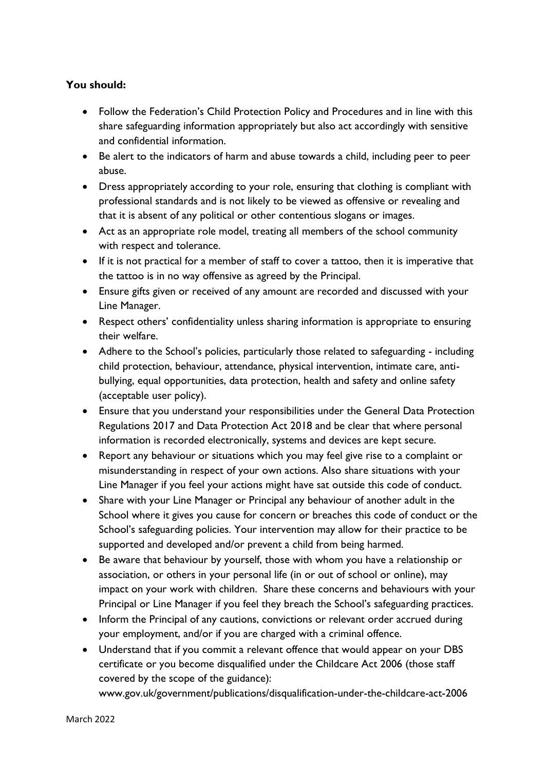**You should:**

- Follow the Federation's Child Protection Policy and Procedures and in line with this share safeguarding information appropriately but also act accordingly with sensitive and confidential information.
- Be alert to the indicators of harm and abuse towards a child, including peer to peer abuse.
- Dress appropriately according to your role, ensuring that clothing is compliant with professional standards and is not likely to be viewed as offensive or revealing and that it is absent of any political or other contentious slogans or images.
- Act as an appropriate role model, treating all members of the school community with respect and tolerance.
- If it is not practical for a member of staff to cover a tattoo, then it is imperative that the tattoo is in no way offensive as agreed by the Principal.
- Ensure gifts given or received of any amount are recorded and discussed with your Line Manager.
- Respect others' confidentiality unless sharing information is appropriate to ensuring their welfare.
- Adhere to the School's policies, particularly those related to safeguarding - including child protection, behaviour, attendance, physical intervention, intimate care, anti-bullying, equal opportunities, data protection, health and safety and online safety (acceptable user policy).
- Ensure that you understand your responsibilities under the General Data Protection Regulations 2017 and Data Protection Act 2018 and be clear that where personal information is recorded electronically, systems and devices are kept secure.
- Report any behaviour or situations which you may feel give rise to a complaint or misunderstanding in respect of your own actions. Also share situations with your Line Manager if you feel your actions might have sat outside this code of conduct.
- Share with your Line Manager or Principal any behaviour of another adult in the School where it gives you cause for concern or breaches this code of conduct or the School's safeguarding policies. Your intervention may allow for their practice to be supported and developed and/or prevent a child from being harmed.
- Be aware that behaviour by yourself, those with whom you have a relationship or association, or others in your personal life (in or out of school or online), may impact on your work with children. Share these concerns and behaviours with your Principal or Line Manager if you feel they breach the School's safeguarding practices.
- Inform the Principal of any cautions, convictions or relevant order accrued during your employment, and/or if you are charged with a criminal offence.
- Understand that if you commit a relevant offence that would appear on your DBS certificate or you become disqualified under the Childcare Act 2006 (those staff covered by the scope of the guidance): www.gov.uk/government/publications/disqualification-under-the-childcare-act-2006

March 2022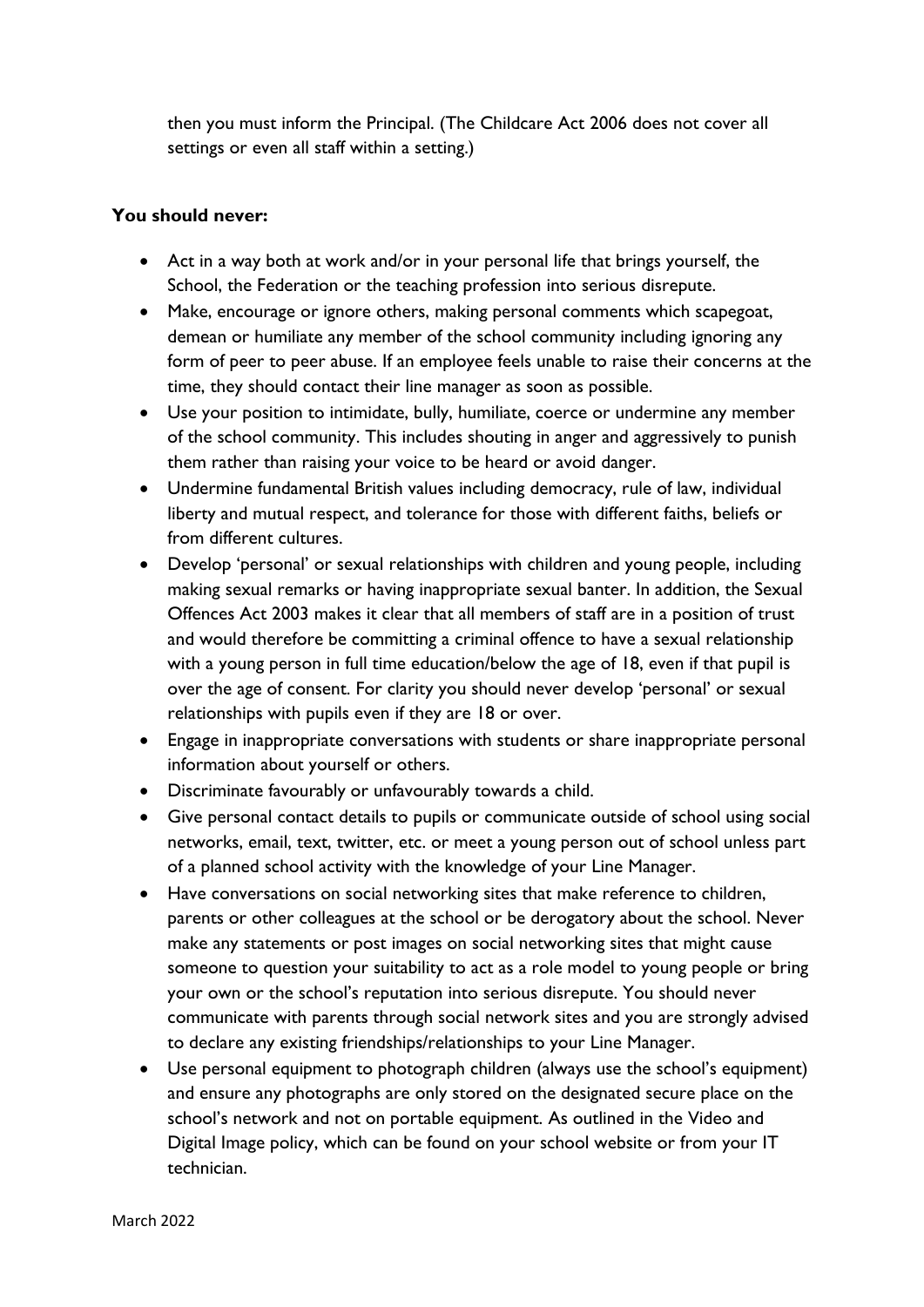then you must inform the Principal. (The Childcare Act 2006 does not cover all settings or even all staff within a setting.)

**You should never:**

- Act in a way both at work and/or in your personal life that brings yourself, the School, the Federation or the teaching profession into serious disrepute.
- Make, encourage or ignore others, making personal comments which scapegoat, demean or humiliate any member of the school community including ignoring any form of peer to peer abuse. If an employee feels unable to raise their concerns at the time, they should contact their line manager as soon as possible.
- Use your position to intimidate, bully, humiliate, coerce or undermine any member of the school community. This includes shouting in anger and aggressively to punish them rather than raising your voice to be heard or avoid danger.
- Undermine fundamental British values including democracy, rule of law, individual liberty and mutual respect, and tolerance for those with different faiths, beliefs or from different cultures.
- Develop 'personal' or sexual relationships with children and young people, including making sexual remarks or having inappropriate sexual banter. In addition, the Sexual Offences Act 2003 makes it clear that all members of staff are in a position of trust and would therefore be committing a criminal offence to have a sexual relationship with a young person in full time education/below the age of 18, even if that pupil is over the age of consent. For clarity you should never develop 'personal' or sexual relationships with pupils even if they are 18 or over.
- Engage in inappropriate conversations with students or share inappropriate personal information about yourself or others.
- Discriminate favourably or unfavourably towards a child.
- Give personal contact details to pupils or communicate outside of school using social networks, email, text, twitter, etc. or meet a young person out of school unless part of a planned school activity with the knowledge of your Line Manager.
- Have conversations on social networking sites that make reference to children, parents or other colleagues at the school or be derogatory about the school. Never make any statements or post images on social networking sites that might cause someone to question your suitability to act as a role model to young people or bring your own or the school's reputation into serious disrepute. You should never communicate with parents through social network sites and you are strongly advised to declare any existing friendships/relationships to your Line Manager.
- Use personal equipment to photograph children (always use the school's equipment) and ensure any photographs are only stored on the designated secure place on the school's network and not on portable equipment. As outlined in the Video and Digital Image policy, which can be found on your school website or from your IT technician.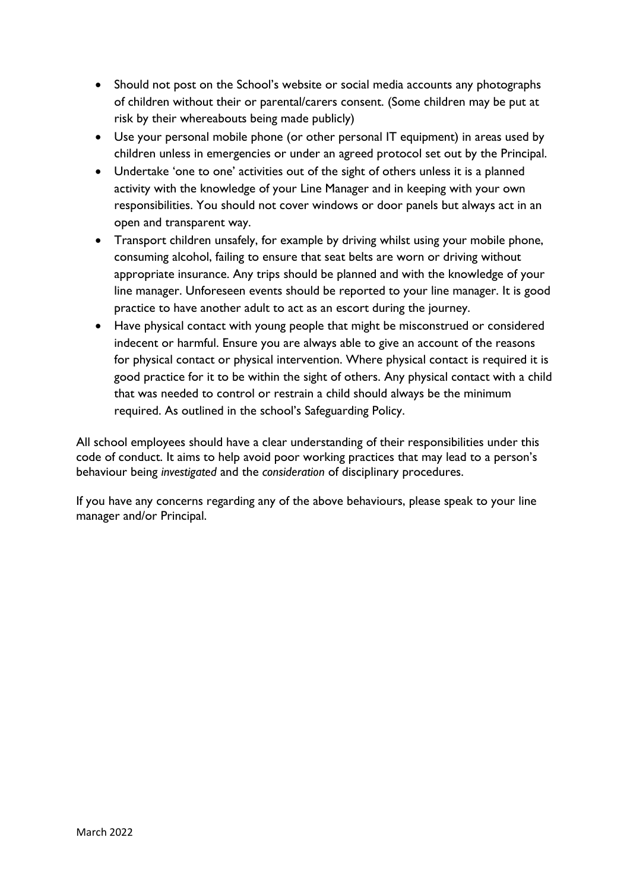- Should not post on the School's website or social media accounts any photographs of children without their or parental/carers consent. (Some children may be put at risk by their whereabouts being made publicly)
- Use your personal mobile phone (or other personal IT equipment) in areas used by children unless in emergencies or under an agreed protocol set out by the Principal.
- Undertake 'one to one' activities out of the sight of others unless it is a planned activity with the knowledge of your Line Manager and in keeping with your own responsibilities. You should not cover windows or door panels but always act in an open and transparent way.
- Transport children unsafely, for example by driving whilst using your mobile phone, consuming alcohol, failing to ensure that seat belts are worn or driving without appropriate insurance. Any trips should be planned and with the knowledge of your line manager. Unforeseen events should be reported to your line manager. It is good practice to have another adult to act as an escort during the journey.
- Have physical contact with young people that might be misconstrued or considered indecent or harmful. Ensure you are always able to give an account of the reasons for physical contact or physical intervention. Where physical contact is required it is good practice for it to be within the sight of others. Any physical contact with a child that was needed to control or restrain a child should always be the minimum required. As outlined in the school's Safeguarding Policy.

All school employees should have a clear understanding of their responsibilities under this code of conduct. It aims to help avoid poor working practices that may lead to a person's behaviour being *investigated* and the *consideration* of disciplinary procedures.

If you have any concerns regarding any of the above behaviours, please speak to your line manager and/or Principal.

March 2022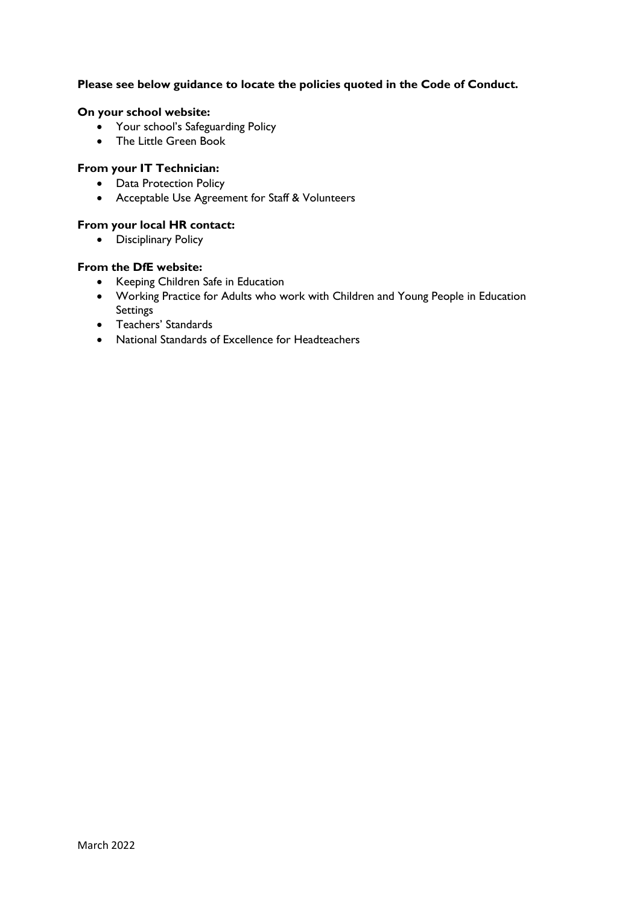**Please see below guidance to locate the policies quoted in the Code of Conduct.**

**On your school website:**

- Your school's Safeguarding Policy
- The Little Green Book

**From your IT Technician:**

- Data Protection Policy
- Acceptable Use Agreement for Staff & Volunteers

**From your local HR contact:**

- Disciplinary Policy

**From the DfE website:**

- Keeping Children Safe in Education
- Working Practice for Adults who work with Children and Young People in Education Settings
- Teachers' Standards
- National Standards of Excellence for Headteachers

March 2022